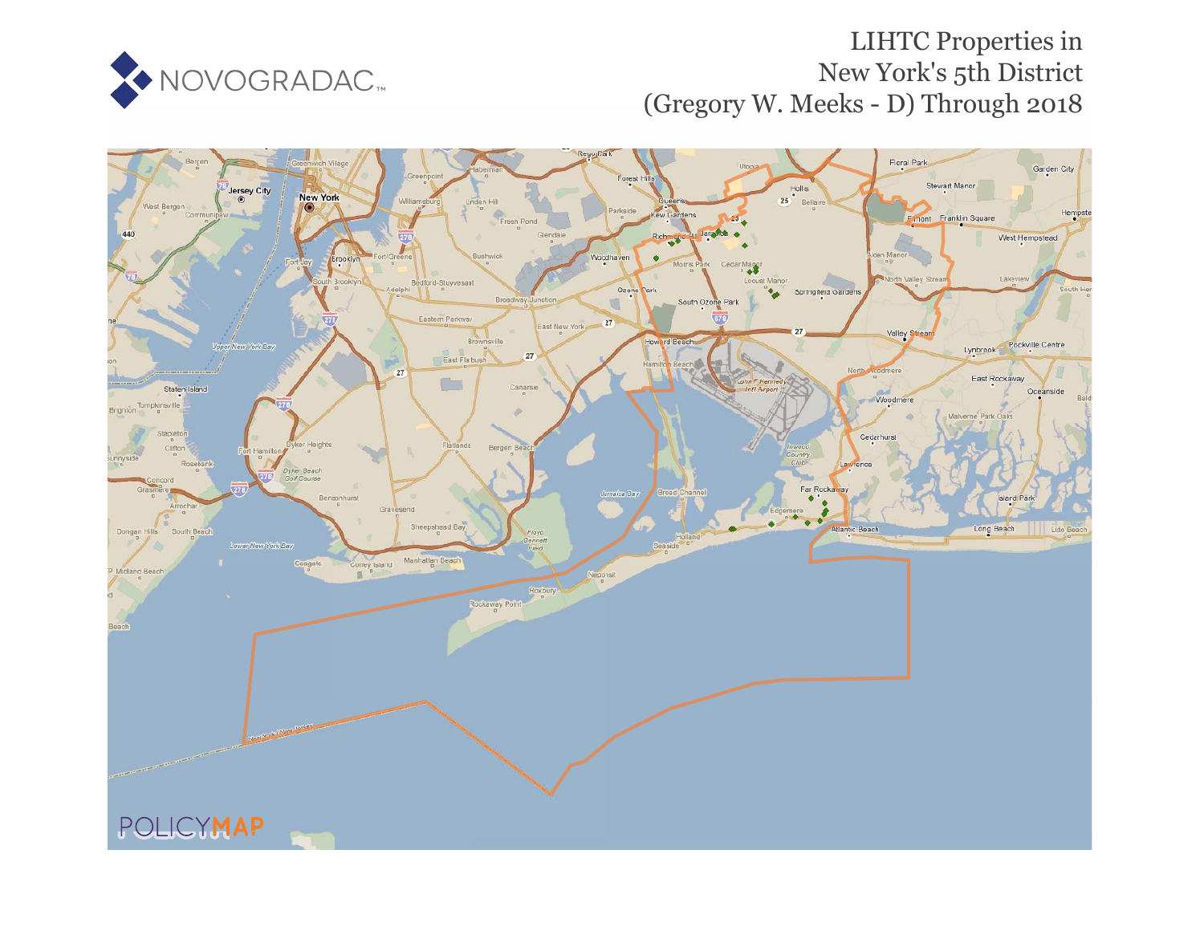# LIHTC Properties in New York's 5th District (Gregory W. Meeks - D) Through 2018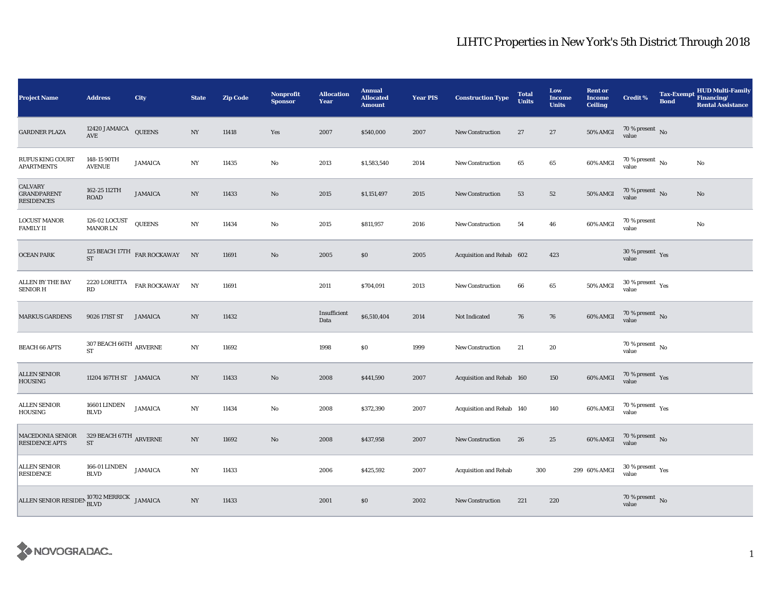# LIHTC Properties in New York's 5th District Through 2018

| Project Name | Address | City | State | Zip Code | Nonprofit Sponsor | Allocation Year | Annual Allocated Amount | Year PIS | Construction Type | Total Units | Low Income Units | Rent or Income Ceiling | Credit % | Tax-Exempt Bond | HUD Multi-Family Financing/ Rental Assistance |
|---|---|---|---|---|---|---|---|---|---|---|---|---|---|---|---|
| GARDNER PLAZA | 12420 JAMAICA AVE | QUEENS | NY | 11418 | Yes | 2007 | $540,000 | 2007 | New Construction | 27 | 27 | 50% AMGI | 70 % present value | No | |
| RUFUS KING COURT APARTMENTS | 148-15 90TH AVENUE | JAMAICA | NY | 11435 | No | 2013 | $1,583,540 | 2014 | New Construction | 65 | 65 | 60% AMGI | 70 % present value | No | No |
| CALVARY GRANDPARENT RESIDENCES | 162-25 112TH ROAD | JAMAICA | NY | 11433 | No | 2015 | $1,151,497 | 2015 | New Construction | 53 | 52 | 50% AMGI | 70 % present value | No | No |
| LOCUST MANOR FAMILY II | 126-02 LOCUST MANOR LN | QUEENS | NY | 11434 | No | 2015 | $811,957 | 2016 | New Construction | 54 | 46 | 60% AMGI | 70 % present value | | No |
| OCEAN PARK | 125 BEACH 17TH ST | FAR ROCKAWAY | NY | 11691 | No | 2005 | $0 | 2005 | Acquisition and Rehab | 602 | 423 | | 30 % present value | Yes | |
| ALLEN BY THE BAY SENIOR H | 2220 LORETTA RD | FAR ROCKAWAY | NY | 11691 | | 2011 | $704,091 | 2013 | New Construction | 66 | 65 | 50% AMGI | 30 % present value | Yes | |
| MARKUS GARDENS | 9026 171ST ST | JAMAICA | NY | 11432 | | Insufficient Data | $6,510,404 | 2014 | Not Indicated | 76 | 76 | 60% AMGI | 70 % present value | No | |
| BEACH 66 APTS | 307 BEACH 66TH ST | ARVERNE | NY | 11692 | | 1998 | $0 | 1999 | New Construction | 21 | 20 | | 70 % present value | No | |
| ALLEN SENIOR HOUSING | 11204 167TH ST | JAMAICA | NY | 11433 | No | 2008 | $441,590 | 2007 | Acquisition and Rehab | 160 | 150 | 60% AMGI | 70 % present value | Yes | |
| ALLEN SENIOR HOUSING | 16601 LINDEN BLVD | JAMAICA | NY | 11434 | No | 2008 | $372,390 | 2007 | Acquisition and Rehab | 140 | 140 | 60% AMGI | 70 % present value | Yes | |
| MACEDONIA SENIOR RESIDENCE APTS | 329 BEACH 67TH ST | ARVERNE | NY | 11692 | No | 2008 | $437,958 | 2007 | New Construction | 26 | 25 | 60% AMGI | 70 % present value | No | |
| ALLEN SENIOR RESIDENCE | 166-01 LINDEN BLVD | JAMAICA | NY | 11433 | | 2006 | $425,592 | 2007 | Acquisition and Rehab | 300 | 299 | 60% AMGI | 30 % present value | Yes | |
| ALLEN SENIOR RESIDEN | 10702 MERRICK BLVD | JAMAICA | NY | 11433 | | 2001 | $0 | 2002 | New Construction | 221 | 220 | | 70 % present value | No | |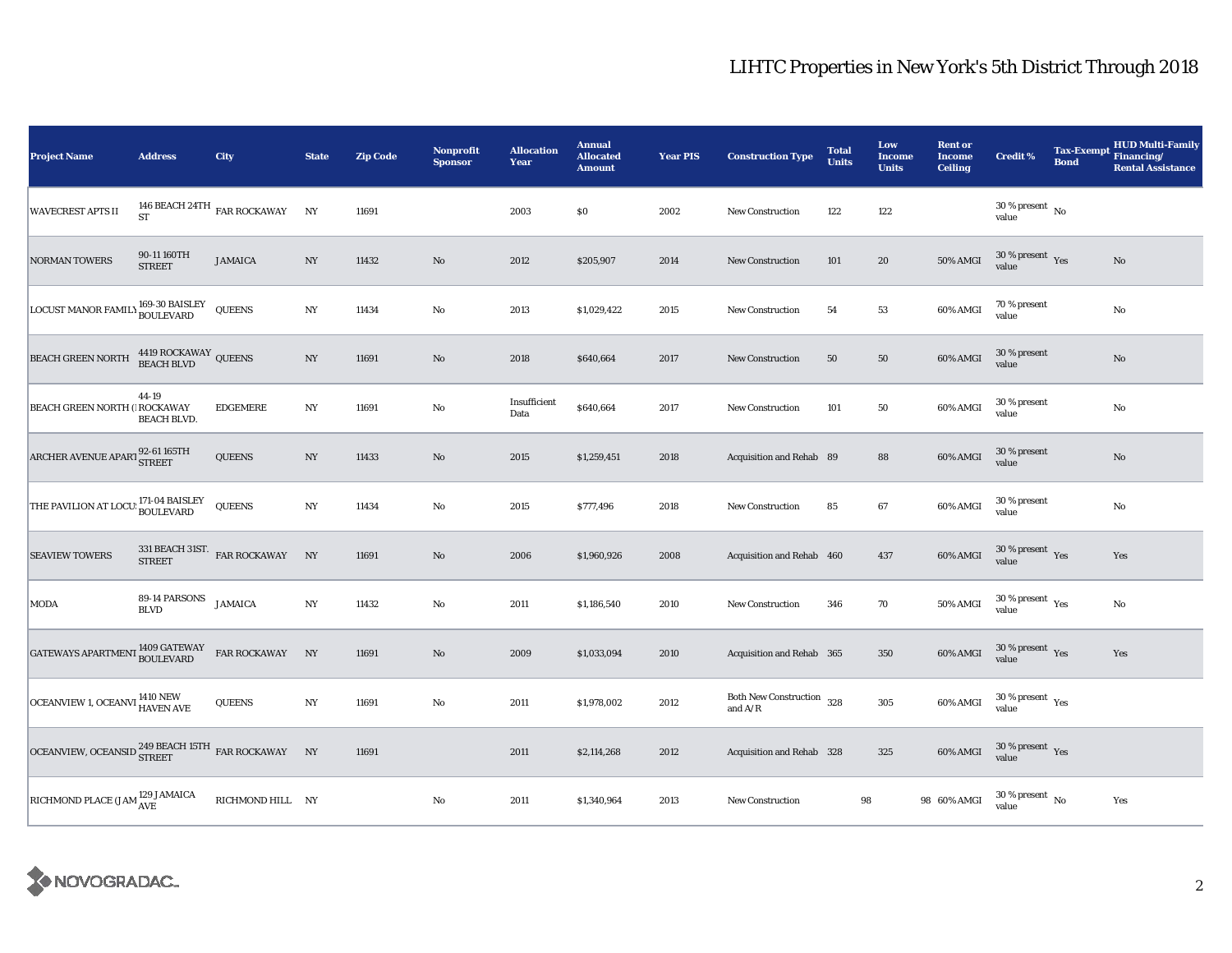| Project Name | Address | City | State | Zip Code | Nonprofit Sponsor | Allocation Year | Annual Allocated Amount | Year PIS | Construction Type | Total Units | Low Income Units | Rent or Income Ceiling | Credit % | Tax-Exempt Bond | HUD Multi-Family Financing/ Rental Assistance |
|---|---|---|---|---|---|---|---|---|---|---|---|---|---|---|---|
| WAVECREST APTS II | 146 BEACH 24TH ST | FAR ROCKAWAY | NY | 11691 | | 2003 | $0 | 2002 | New Construction | 122 | 122 | | 30 % present value | No | |
| NORMAN TOWERS | 90-11 160TH STREET | JAMAICA | NY | 11432 | No | 2012 | $205,907 | 2014 | New Construction | 101 | 20 | 50% AMGI | 30 % present value | Yes | No |
| LOCUST MANOR FAMILY | 169-30 BAISLEY BOULEVARD | QUEENS | NY | 11434 | No | 2013 | $1,029,422 | 2015 | New Construction | 54 | 53 | 60% AMGI | 70 % present value | | No |
| BEACH GREEN NORTH | 4419 ROCKAWAY BEACH BLVD | QUEENS | NY | 11691 | No | 2018 | $640,664 | 2017 | New Construction | 50 | 50 | 60% AMGI | 30 % present value | | No |
| BEACH GREEN NORTH (I | 44-19 ROCKAWAY BEACH BLVD. | EDGEMERE | NY | 11691 | No | Insufficient Data | $640,664 | 2017 | New Construction | 101 | 50 | 60% AMGI | 30 % present value | | No |
| ARCHER AVENUE APART | 92-61 165TH STREET | QUEENS | NY | 11433 | No | 2015 | $1,259,451 | 2018 | Acquisition and Rehab | 89 | 88 | 60% AMGI | 30 % present value | | No |
| THE PAVILION AT LOCU | 171-04 BAISLEY BOULEVARD | QUEENS | NY | 11434 | No | 2015 | $777,496 | 2018 | New Construction | 85 | 67 | 60% AMGI | 30 % present value | | No |
| SEAVIEW TOWERS | 331 BEACH 31ST. STREET | FAR ROCKAWAY | NY | 11691 | No | 2006 | $1,960,926 | 2008 | Acquisition and Rehab | 460 | 437 | 60% AMGI | 30 % present value | Yes | Yes |
| MODA | 89-14 PARSONS BLVD | JAMAICA | NY | 11432 | No | 2011 | $1,186,540 | 2010 | New Construction | 346 | 70 | 50% AMGI | 30 % present value | Yes | No |
| GATEWAYS APARTMENT | 1409 GATEWAY BOULEVARD | FAR ROCKAWAY | NY | 11691 | No | 2009 | $1,033,094 | 2010 | Acquisition and Rehab | 365 | 350 | 60% AMGI | 30 % present value | Yes | Yes |
| OCEANVIEW 1, OCEANVI | 1410 NEW HAVEN AVE | QUEENS | NY | 11691 | No | 2011 | $1,978,002 | 2012 | Both New Construction and A/R | 328 | 305 | 60% AMGI | 30 % present value | Yes | |
| OCEANVIEW, OCEANSID | 249 BEACH 15TH STREET | FAR ROCKAWAY | NY | 11691 | | 2011 | $2,114,268 | 2012 | Acquisition and Rehab | 328 | 325 | 60% AMGI | 30 % present value | Yes | |
| RICHMOND PLACE (JAM | 129 JAMAICA AVE | RICHMOND HILL | NY | | No | 2011 | $1,340,964 | 2013 | New Construction | 98 | 98 | 60% AMGI | 30 % present value | No | Yes |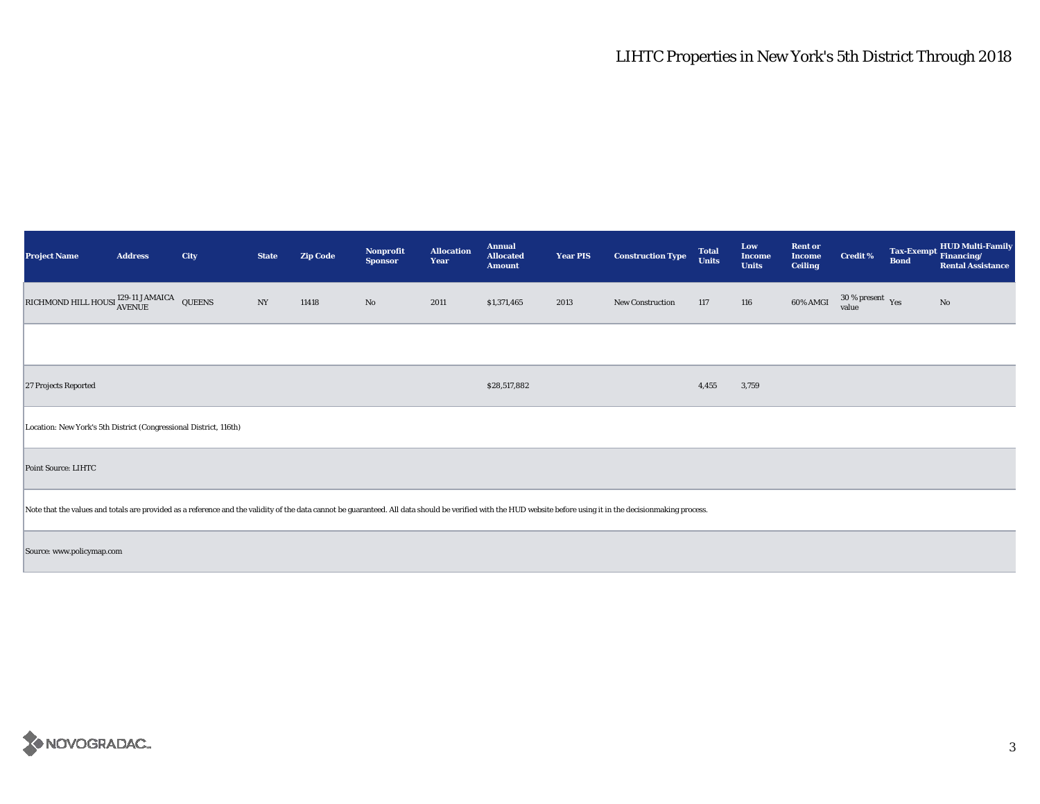# LIHTC Properties in New York's 5th District Through 2018

| Project Name | Address | City | State | Zip Code | Nonprofit Sponsor | Allocation Year | Annual Allocated Amount | Year PIS | Construction Type | Total Units | Low Income Units | Rent or Income Ceiling | Credit % | Tax-Exempt Bond | HUD Multi-Family Financing/ Rental Assistance |
|---|---|---|---|---|---|---|---|---|---|---|---|---|---|---|---|
| RICHMOND HILL HOUSI | 129-11 JAMAICA AVENUE | QUEENS | NY | 11418 | No | 2011 | $1,371,465 | 2013 | New Construction | 117 | 116 | 60% AMGI | 30 % present value | Yes | No |
| | | | | | | | | | | | | | | | |
| 27 Projects Reported | | | | | | | $28,517,882 | | | 4,455 | 3,759 | | | | |

Location: New York's 5th District (Congressional District, 116th)

Point Source: LIHTC

Note that the values and totals are provided as a reference and the validity of the data cannot be guaranteed. All data should be verified with the HUD website before using it in the decisionmaking process.

Source: www.policymap.com